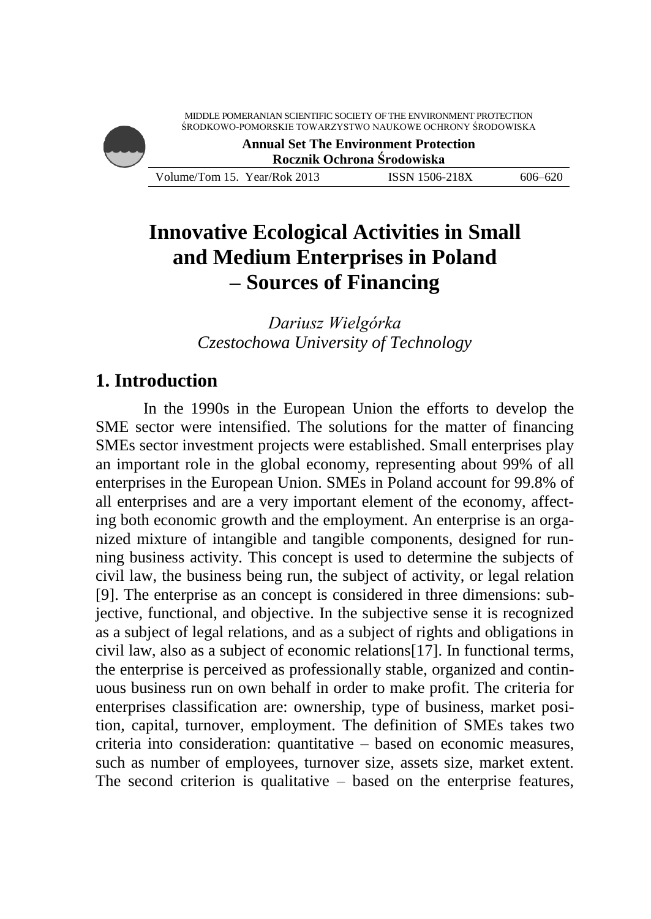# Innovative Ecological Activities in Small and Medium Enterprises in Poland – Sources of Financing

*Dariusz Wielgórka*
*Czestochowa University of Technology*

## 1. Introduction

In the 1990s in the European Union the efforts to develop the SME sector were intensified. The solutions for the matter of financing SMEs sector investment projects were established. Small enterprises play an important role in the global economy, representing about 99% of all enterprises in the European Union. SMEs in Poland account for 99.8% of all enterprises and are a very important element of the economy, affecting both economic growth and the employment. An enterprise is an organized mixture of intangible and tangible components, designed for running business activity. This concept is used to determine the subjects of civil law, the business being run, the subject of activity, or legal relation [9]. The enterprise as an concept is considered in three dimensions: subjective, functional, and objective. In the subjective sense it is recognized as a subject of legal relations, and as a subject of rights and obligations in civil law, also as a subject of economic relations[17]. In functional terms, the enterprise is perceived as professionally stable, organized and continuous business run on own behalf in order to make profit. The criteria for enterprises classification are: ownership, type of business, market position, capital, turnover, employment. The definition of SMEs takes two criteria into consideration: quantitative – based on economic measures, such as number of employees, turnover size, assets size, market extent. The second criterion is qualitative – based on the enterprise features,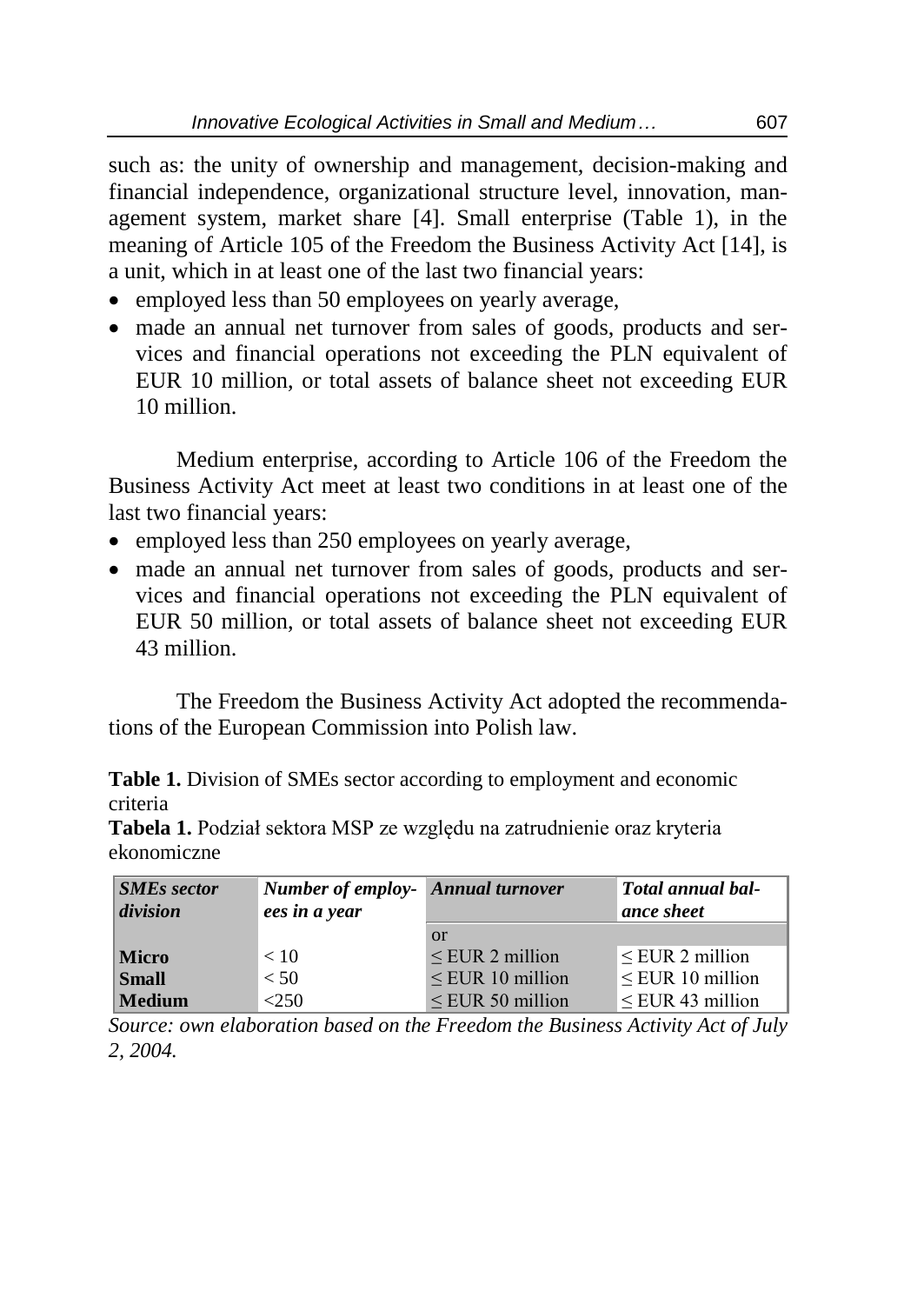such as: the unity of ownership and management, decision-making and financial independence, organizational structure level, innovation, management system, market share [4]. Small enterprise (Table 1), in the meaning of Article 105 of the Freedom the Business Activity Act [14], is a unit, which in at least one of the last two financial years:

- employed less than 50 employees on yearly average,
- made an annual net turnover from sales of goods, products and services and financial operations not exceeding the PLN equivalent of EUR 10 million, or total assets of balance sheet not exceeding EUR 10 million.

Medium enterprise, according to Article 106 of the Freedom the Business Activity Act meet at least two conditions in at least one of the last two financial years:

- employed less than 250 employees on yearly average,
- made an annual net turnover from sales of goods, products and services and financial operations not exceeding the PLN equivalent of EUR 50 million, or total assets of balance sheet not exceeding EUR 43 million.

The Freedom the Business Activity Act adopted the recommendations of the European Commission into Polish law.

**Table 1.** Division of SMEs sector according to employment and economic criteria

**Tabela 1.** Podział sektora MSP ze względu na zatrudnienie oraz kryteria ekonomiczne

| ***SMEs sector division*** | ***Number of employees in a year*** | ***Annual turnover*** | ***Total annual balance sheet*** |
|---|---|---|---|
| | | or | |
| **Micro** | < 10 | ≤ EUR 2 million | ≤ EUR 2 million |
| **Small** | < 50 | ≤ EUR 10 million | ≤ EUR 10 million |
| **Medium** | <250 | ≤ EUR 50 million | ≤ EUR 43 million |

*Source: own elaboration based on the Freedom the Business Activity Act of July 2, 2004.*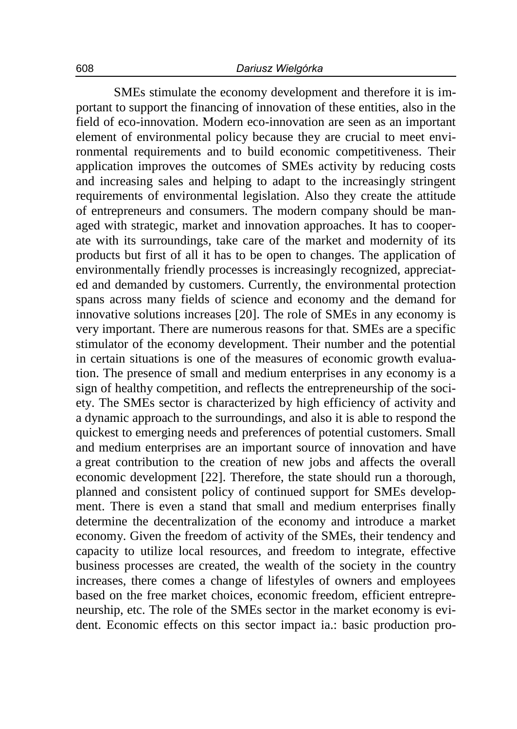SMEs stimulate the economy development and therefore it is important to support the financing of innovation of these entities, also in the field of eco-innovation. Modern eco-innovation are seen as an important element of environmental policy because they are crucial to meet environmental requirements and to build economic competitiveness. Their application improves the outcomes of SMEs activity by reducing costs and increasing sales and helping to adapt to the increasingly stringent requirements of environmental legislation. Also they create the attitude of entrepreneurs and consumers. The modern company should be managed with strategic, market and innovation approaches. It has to cooperate with its surroundings, take care of the market and modernity of its products but first of all it has to be open to changes. The application of environmentally friendly processes is increasingly recognized, appreciated and demanded by customers. Currently, the environmental protection spans across many fields of science and economy and the demand for innovative solutions increases [20]. The role of SMEs in any economy is very important. There are numerous reasons for that. SMEs are a specific stimulator of the economy development. Their number and the potential in certain situations is one of the measures of economic growth evaluation. The presence of small and medium enterprises in any economy is a sign of healthy competition, and reflects the entrepreneurship of the society. The SMEs sector is characterized by high efficiency of activity and a dynamic approach to the surroundings, and also it is able to respond the quickest to emerging needs and preferences of potential customers. Small and medium enterprises are an important source of innovation and have a great contribution to the creation of new jobs and affects the overall economic development [22]. Therefore, the state should run a thorough, planned and consistent policy of continued support for SMEs development. There is even a stand that small and medium enterprises finally determine the decentralization of the economy and introduce a market economy. Given the freedom of activity of the SMEs, their tendency and capacity to utilize local resources, and freedom to integrate, effective business processes are created, the wealth of the society in the country increases, there comes a change of lifestyles of owners and employees based on the free market choices, economic freedom, efficient entrepreneurship, etc. The role of the SMEs sector in the market economy is evident. Economic effects on this sector impact ia.: basic production pro-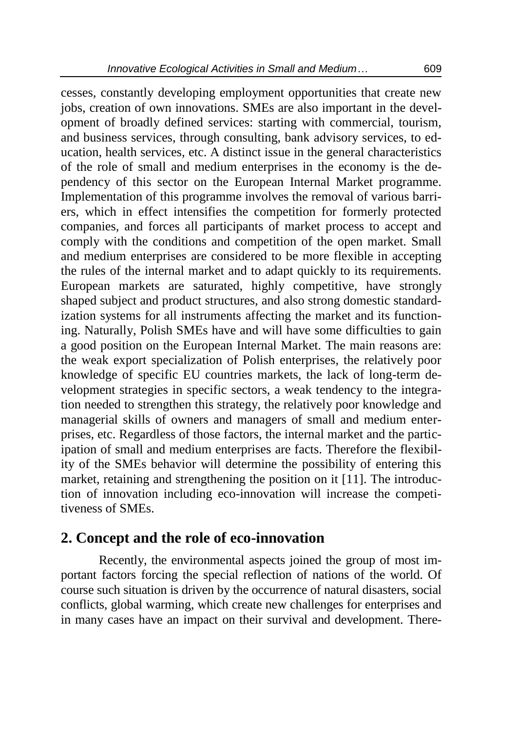cesses, constantly developing employment opportunities that create new jobs, creation of own innovations. SMEs are also important in the development of broadly defined services: starting with commercial, tourism, and business services, through consulting, bank advisory services, to education, health services, etc. A distinct issue in the general characteristics of the role of small and medium enterprises in the economy is the dependency of this sector on the European Internal Market programme. Implementation of this programme involves the removal of various barriers, which in effect intensifies the competition for formerly protected companies, and forces all participants of market process to accept and comply with the conditions and competition of the open market. Small and medium enterprises are considered to be more flexible in accepting the rules of the internal market and to adapt quickly to its requirements. European markets are saturated, highly competitive, have strongly shaped subject and product structures, and also strong domestic standardization systems for all instruments affecting the market and its functioning. Naturally, Polish SMEs have and will have some difficulties to gain a good position on the European Internal Market. The main reasons are: the weak export specialization of Polish enterprises, the relatively poor knowledge of specific EU countries markets, the lack of long-term development strategies in specific sectors, a weak tendency to the integration needed to strengthen this strategy, the relatively poor knowledge and managerial skills of owners and managers of small and medium enterprises, etc. Regardless of those factors, the internal market and the participation of small and medium enterprises are facts. Therefore the flexibility of the SMEs behavior will determine the possibility of entering this market, retaining and strengthening the position on it [11]. The introduction of innovation including eco-innovation will increase the competitiveness of SMEs.

## 2. Concept and the role of eco-innovation

Recently, the environmental aspects joined the group of most important factors forcing the special reflection of nations of the world. Of course such situation is driven by the occurrence of natural disasters, social conflicts, global warming, which create new challenges for enterprises and in many cases have an impact on their survival and development. There-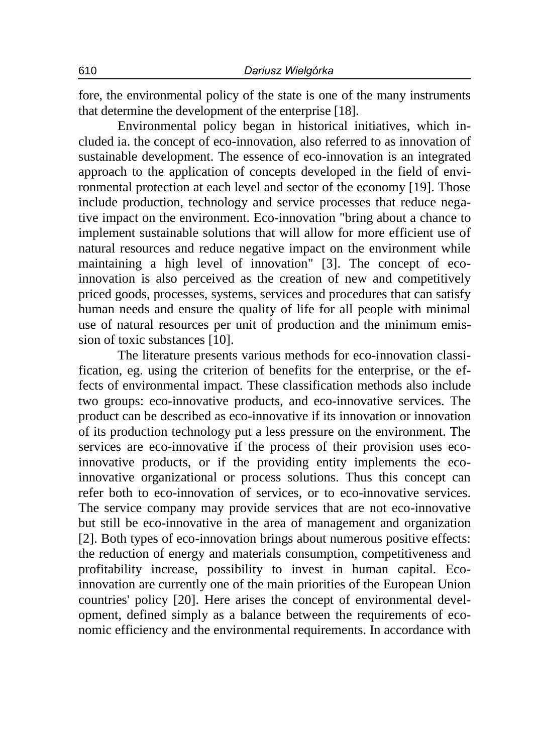fore, the environmental policy of the state is one of the many instruments that determine the development of the enterprise [18].

Environmental policy began in historical initiatives, which included ia. the concept of eco-innovation, also referred to as innovation of sustainable development. The essence of eco-innovation is an integrated approach to the application of concepts developed in the field of environmental protection at each level and sector of the economy [19]. Those include production, technology and service processes that reduce negative impact on the environment. Eco-innovation "bring about a chance to implement sustainable solutions that will allow for more efficient use of natural resources and reduce negative impact on the environment while maintaining a high level of innovation" [3]. The concept of eco-innovation is also perceived as the creation of new and competitively priced goods, processes, systems, services and procedures that can satisfy human needs and ensure the quality of life for all people with minimal use of natural resources per unit of production and the minimum emission of toxic substances [10].

The literature presents various methods for eco-innovation classification, eg. using the criterion of benefits for the enterprise, or the effects of environmental impact. These classification methods also include two groups: eco-innovative products, and eco-innovative services. The product can be described as eco-innovative if its innovation or innovation of its production technology put a less pressure on the environment. The services are eco-innovative if the process of their provision uses eco-innovative products, or if the providing entity implements the eco-innovative organizational or process solutions. Thus this concept can refer both to eco-innovation of services, or to eco-innovative services. The service company may provide services that are not eco-innovative but still be eco-innovative in the area of management and organization [2]. Both types of eco-innovation brings about numerous positive effects: the reduction of energy and materials consumption, competitiveness and profitability increase, possibility to invest in human capital. Eco-innovation are currently one of the main priorities of the European Union countries' policy [20]. Here arises the concept of environmental development, defined simply as a balance between the requirements of economic efficiency and the environmental requirements. In accordance with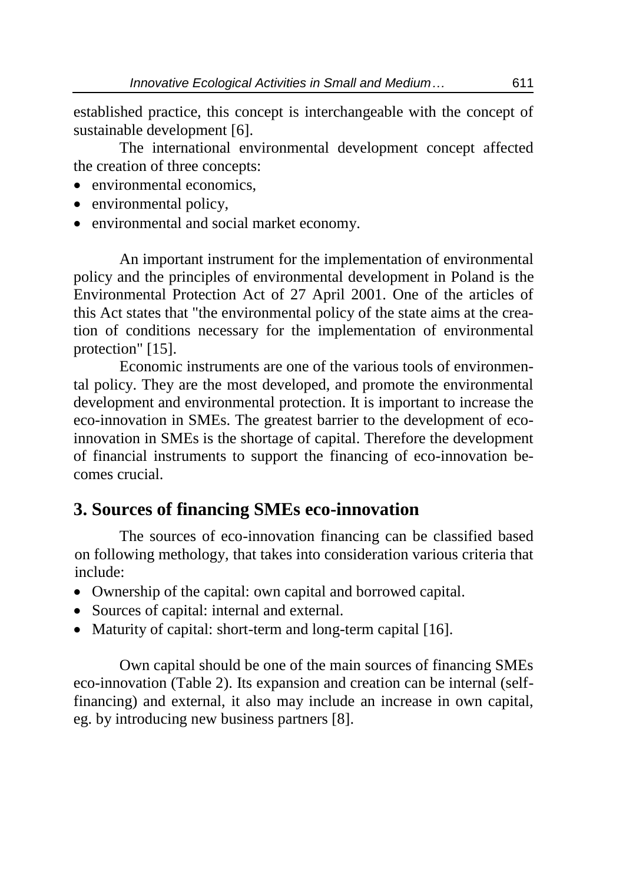established practice, this concept is interchangeable with the concept of sustainable development [6].

The international environmental development concept affected the creation of three concepts:

- environmental economics,
- environmental policy,
- environmental and social market economy.

An important instrument for the implementation of environmental policy and the principles of environmental development in Poland is the Environmental Protection Act of 27 April 2001. One of the articles of this Act states that "the environmental policy of the state aims at the creation of conditions necessary for the implementation of environmental protection" [15].

Economic instruments are one of the various tools of environmental policy. They are the most developed, and promote the environmental development and environmental protection. It is important to increase the eco-innovation in SMEs. The greatest barrier to the development of eco-innovation in SMEs is the shortage of capital. Therefore the development of financial instruments to support the financing of eco-innovation becomes crucial.

## 3. Sources of financing SMEs eco-innovation

The sources of eco-innovation financing can be classified based on following methology, that takes into consideration various criteria that include:

- Ownership of the capital: own capital and borrowed capital.
- Sources of capital: internal and external.
- Maturity of capital: short-term and long-term capital [16].

Own capital should be one of the main sources of financing SMEs eco-innovation (Table 2). Its expansion and creation can be internal (self-financing) and external, it also may include an increase in own capital, eg. by introducing new business partners [8].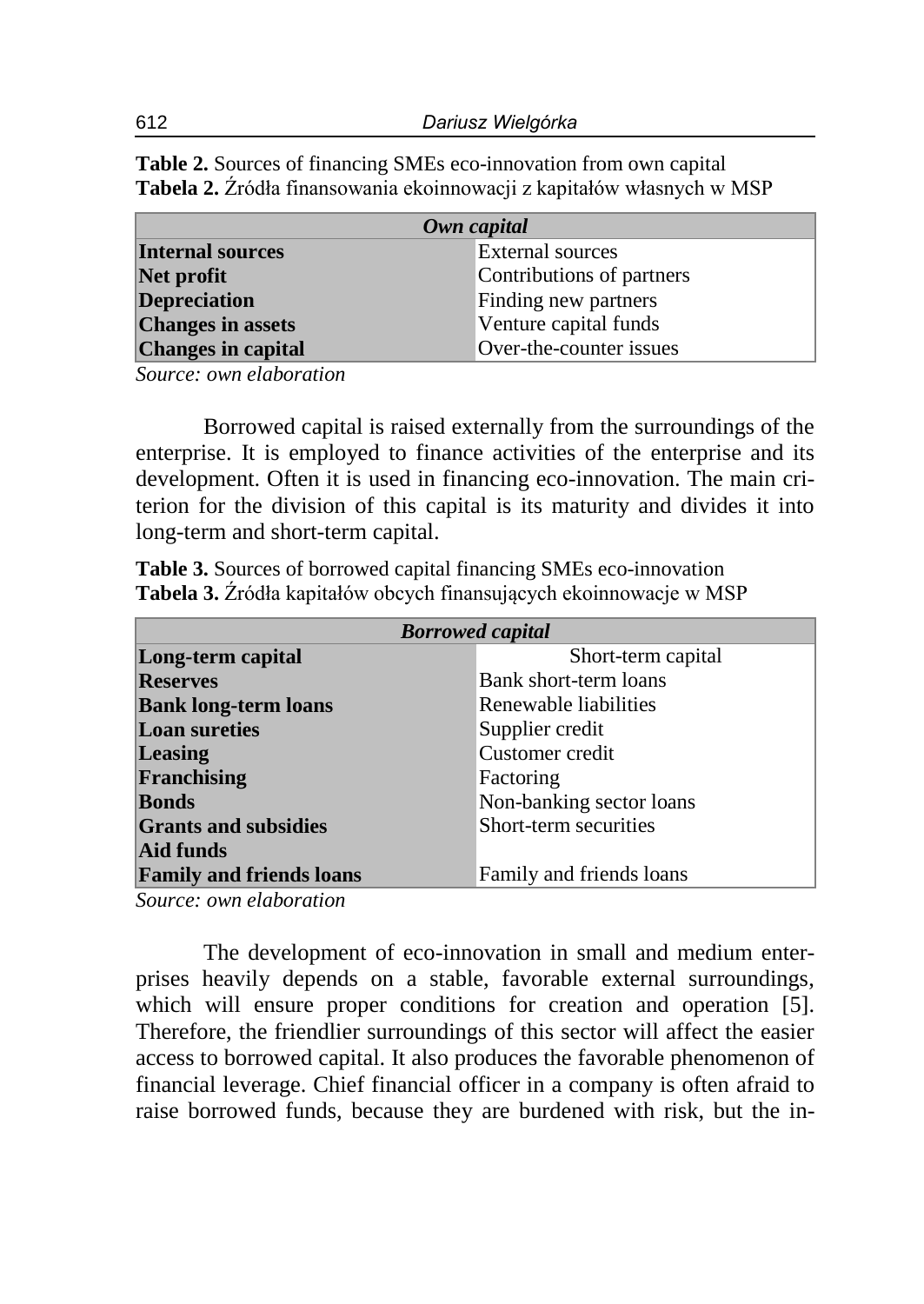**Table 2.** Sources of financing SMEs eco-innovation from own capital
**Tabela 2.** Źródła finansowania ekoinnowacji z kapitałów własnych w MSP

| *Own capital* | |
|---|---|
| **Internal sources** | External sources |
| **Net profit** | Contributions of partners |
| **Depreciation** | Finding new partners |
| **Changes in assets** | Venture capital funds |
| **Changes in capital** | Over-the-counter issues |

*Source: own elaboration*

Borrowed capital is raised externally from the surroundings of the enterprise. It is employed to finance activities of the enterprise and its development. Often it is used in financing eco-innovation. The main criterion for the division of this capital is its maturity and divides it into long-term and short-term capital.

**Table 3.** Sources of borrowed capital financing SMEs eco-innovation
**Tabela 3.** Źródła kapitałów obcych finansujących ekoinnowacje w MSP

| *Borrowed capital* | |
|---|---|
| **Long-term capital** | Short-term capital |
| **Reserves** | Bank short-term loans |
| **Bank long-term loans** | Renewable liabilities |
| **Loan sureties** | Supplier credit |
| **Leasing** | Customer credit |
| **Franchising** | Factoring |
| **Bonds** | Non-banking sector loans |
| **Grants and subsidies** | Short-term securities |
| **Aid funds** | |
| **Family and friends loans** | Family and friends loans |

*Source: own elaboration*

The development of eco-innovation in small and medium enterprises heavily depends on a stable, favorable external surroundings, which will ensure proper conditions for creation and operation [5]. Therefore, the friendlier surroundings of this sector will affect the easier access to borrowed capital. It also produces the favorable phenomenon of financial leverage. Chief financial officer in a company is often afraid to raise borrowed funds, because they are burdened with risk, but the in-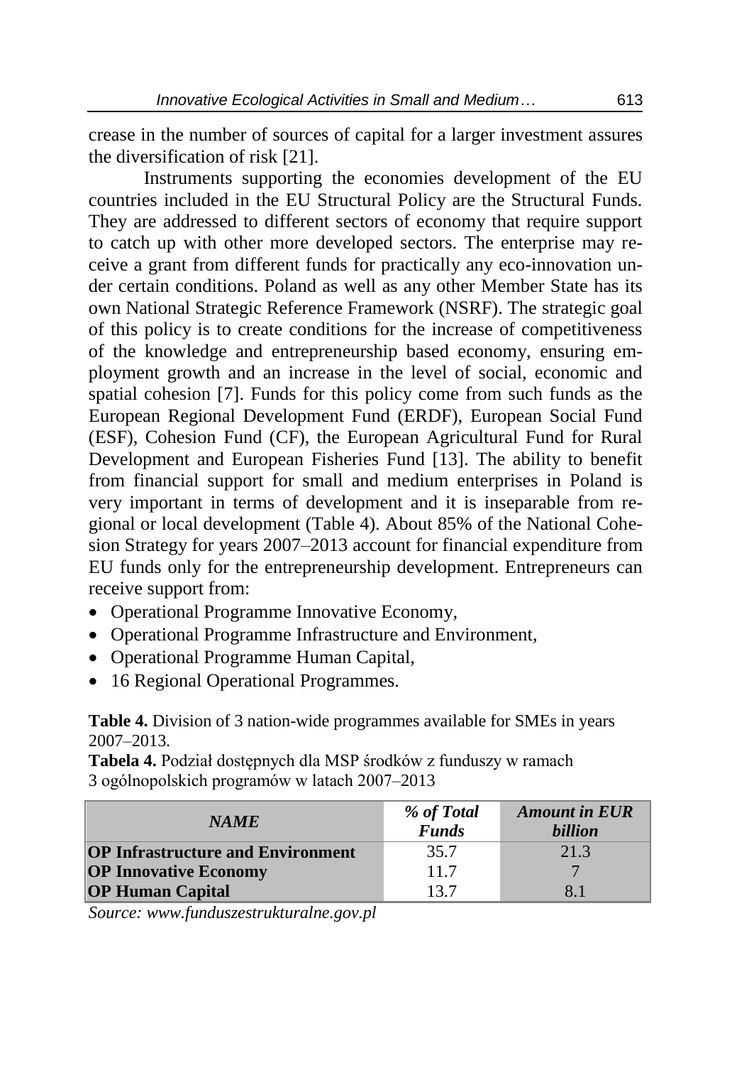crease in the number of sources of capital for a larger investment assures the diversification of risk [21].

Instruments supporting the economies development of the EU countries included in the EU Structural Policy are the Structural Funds. They are addressed to different sectors of economy that require support to catch up with other more developed sectors. The enterprise may receive a grant from different funds for practically any eco-innovation under certain conditions. Poland as well as any other Member State has its own National Strategic Reference Framework (NSRF). The strategic goal of this policy is to create conditions for the increase of competitiveness of the knowledge and entrepreneurship based economy, ensuring employment growth and an increase in the level of social, economic and spatial cohesion [7]. Funds for this policy come from such funds as the European Regional Development Fund (ERDF), European Social Fund (ESF), Cohesion Fund (CF), the European Agricultural Fund for Rural Development and European Fisheries Fund [13]. The ability to benefit from financial support for small and medium enterprises in Poland is very important in terms of development and it is inseparable from regional or local development (Table 4). About 85% of the National Cohesion Strategy for years 2007–2013 account for financial expenditure from EU funds only for the entrepreneurship development. Entrepreneurs can receive support from:

- Operational Programme Innovative Economy,
- Operational Programme Infrastructure and Environment,
- Operational Programme Human Capital,
- 16 Regional Operational Programmes.

**Table 4.** Division of 3 nation-wide programmes available for SMEs in years 2007–2013.
**Tabela 4.** Podział dostępnych dla MSP środków z funduszy w ramach 3 ogólnopolskich programów w latach 2007–2013

| *NAME* | *% of Total Funds* | *Amount in EUR billion* |
|---|---|---|
| **OP Infrastructure and Environment** | 35.7 | 21.3 |
| **OP Innovative Economy** | 11.7 | 7 |
| **OP Human Capital** | 13.7 | 8.1 |

*Source: www.funduszestrukturalne.gov.pl*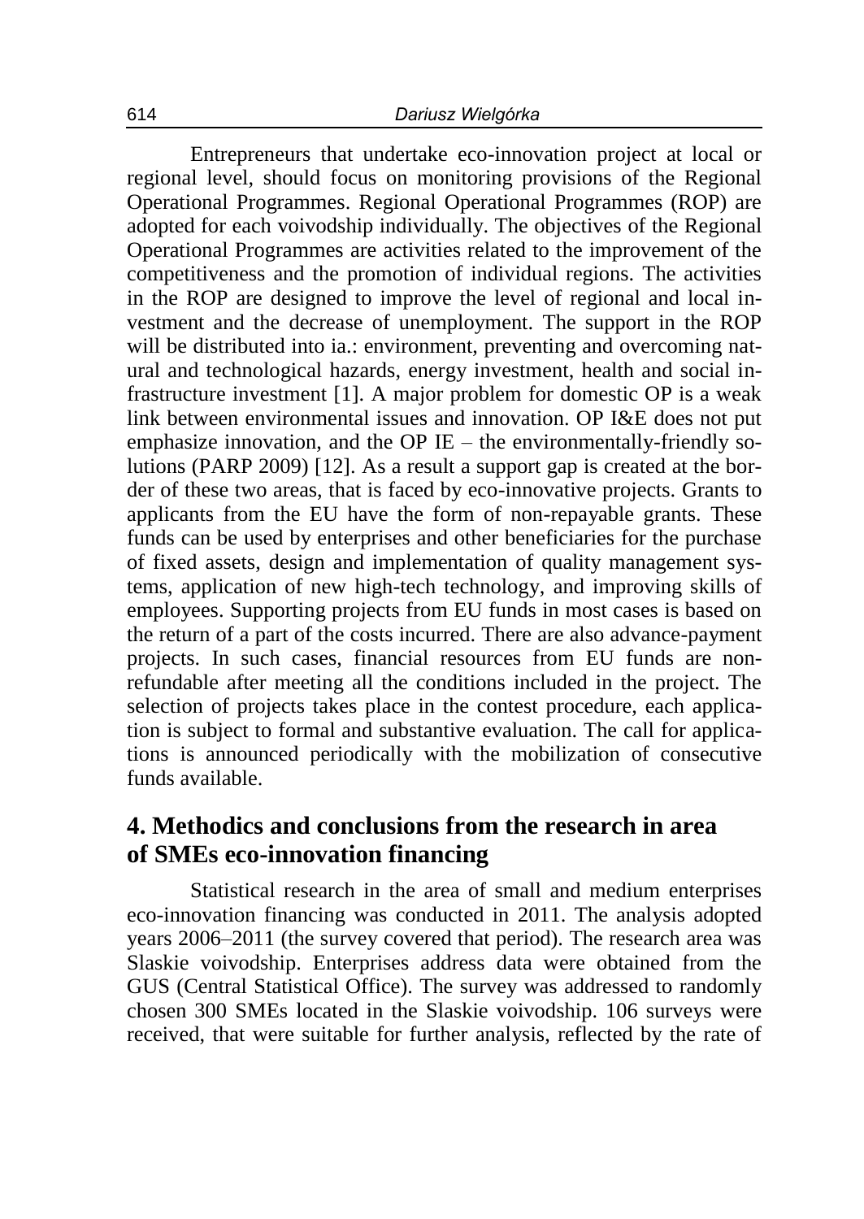Entrepreneurs that undertake eco-innovation project at local or regional level, should focus on monitoring provisions of the Regional Operational Programmes. Regional Operational Programmes (ROP) are adopted for each voivodship individually. The objectives of the Regional Operational Programmes are activities related to the improvement of the competitiveness and the promotion of individual regions. The activities in the ROP are designed to improve the level of regional and local investment and the decrease of unemployment. The support in the ROP will be distributed into ia.: environment, preventing and overcoming natural and technological hazards, energy investment, health and social infrastructure investment [1]. A major problem for domestic OP is a weak link between environmental issues and innovation. OP I&E does not put emphasize innovation, and the OP IE – the environmentally-friendly solutions (PARP 2009) [12]. As a result a support gap is created at the border of these two areas, that is faced by eco-innovative projects. Grants to applicants from the EU have the form of non-repayable grants. These funds can be used by enterprises and other beneficiaries for the purchase of fixed assets, design and implementation of quality management systems, application of new high-tech technology, and improving skills of employees. Supporting projects from EU funds in most cases is based on the return of a part of the costs incurred. There are also advance-payment projects. In such cases, financial resources from EU funds are non-refundable after meeting all the conditions included in the project. The selection of projects takes place in the contest procedure, each application is subject to formal and substantive evaluation. The call for applications is announced periodically with the mobilization of consecutive funds available.

## 4. Methodics and conclusions from the research in area of SMEs eco-innovation financing

Statistical research in the area of small and medium enterprises eco-innovation financing was conducted in 2011. The analysis adopted years 2006–2011 (the survey covered that period). The research area was Slaskie voivodship. Enterprises address data were obtained from the GUS (Central Statistical Office). The survey was addressed to randomly chosen 300 SMEs located in the Slaskie voivodship. 106 surveys were received, that were suitable for further analysis, reflected by the rate of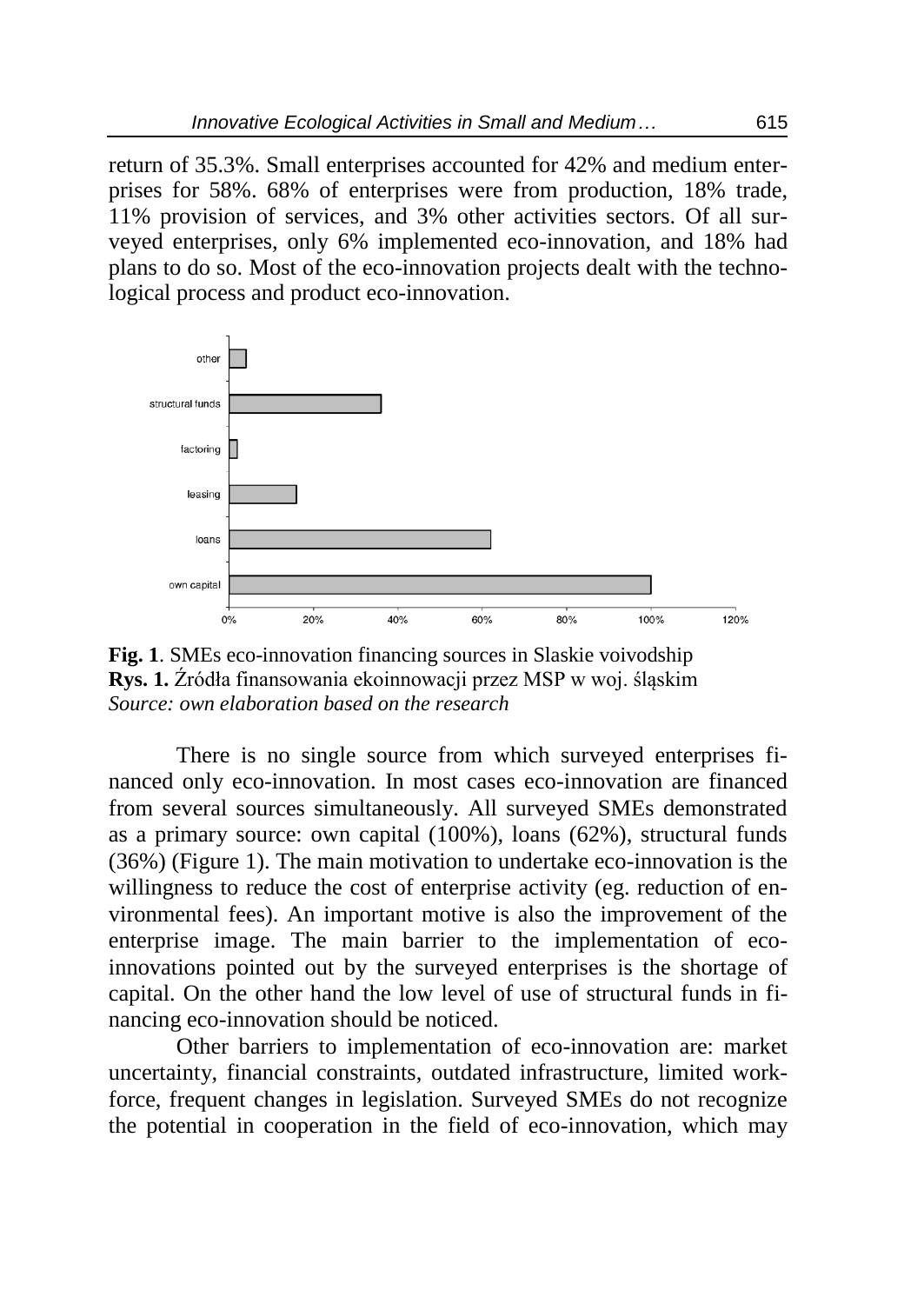return of 35.3%. Small enterprises accounted for 42% and medium enterprises for 58%. 68% of enterprises were from production, 18% trade, 11% provision of services, and 3% other activities sectors. Of all surveyed enterprises, only 6% implemented eco-innovation, and 18% had plans to do so. Most of the eco-innovation projects dealt with the technological process and product eco-innovation.

**Fig. 1**. SMEs eco-innovation financing sources in Slaskie voivodship
**Rys. 1.** Źródła finansowania ekoinnowacji przez MSP w woj. śląskim
*Source: own elaboration based on the research*

There is no single source from which surveyed enterprises financed only eco-innovation. In most cases eco-innovation are financed from several sources simultaneously. All surveyed SMEs demonstrated as a primary source: own capital (100%), loans (62%), structural funds (36%) (Figure 1). The main motivation to undertake eco-innovation is the willingness to reduce the cost of enterprise activity (eg. reduction of environmental fees). An important motive is also the improvement of the enterprise image. The main barrier to the implementation of eco-innovations pointed out by the surveyed enterprises is the shortage of capital. On the other hand the low level of use of structural funds in financing eco-innovation should be noticed.

Other barriers to implementation of eco-innovation are: market uncertainty, financial constraints, outdated infrastructure, limited workforce, frequent changes in legislation. Surveyed SMEs do not recognize the potential in cooperation in the field of eco-innovation, which may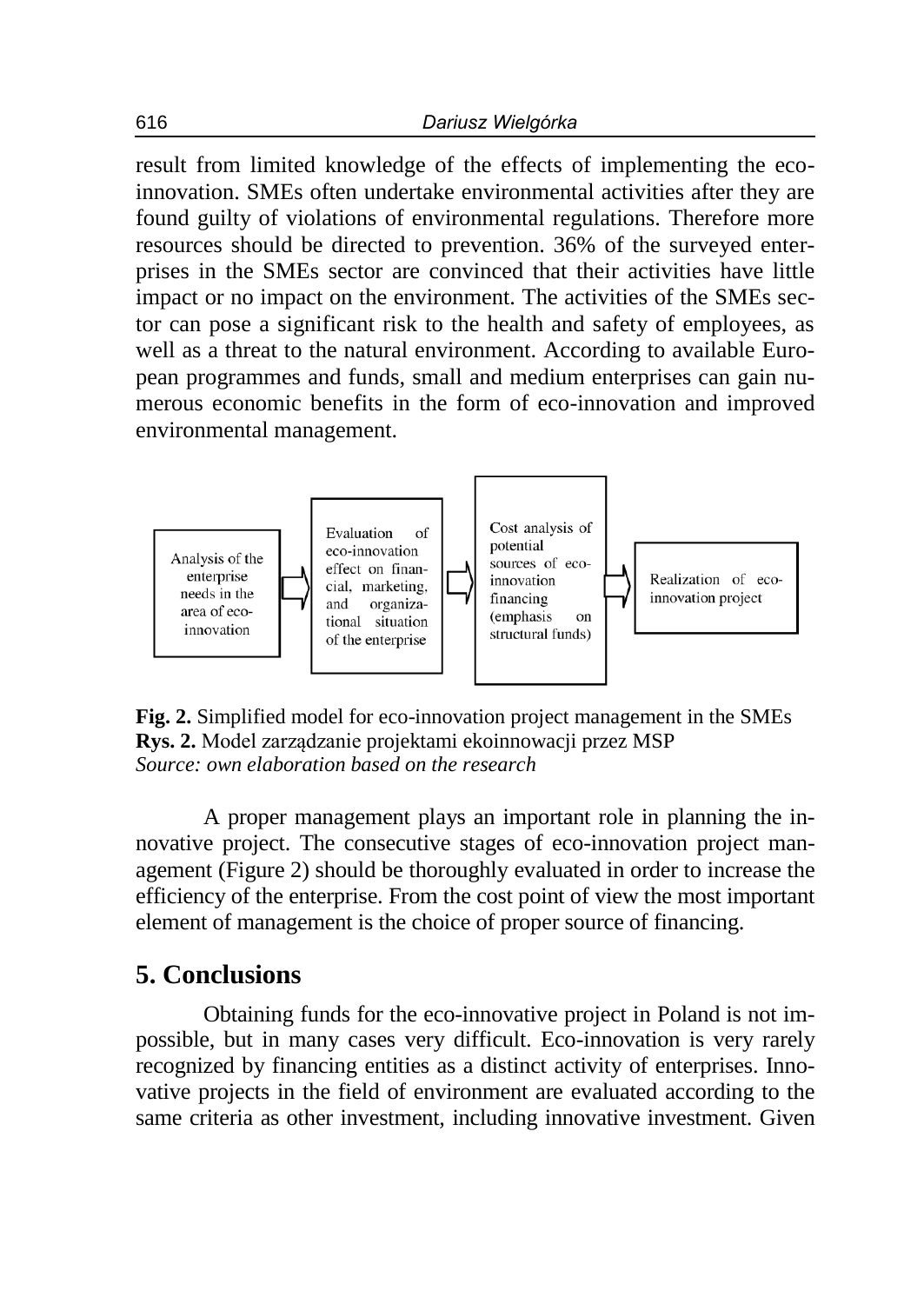result from limited knowledge of the effects of implementing the eco-innovation. SMEs often undertake environmental activities after they are found guilty of violations of environmental regulations. Therefore more resources should be directed to prevention. 36% of the surveyed enterprises in the SMEs sector are convinced that their activities have little impact or no impact on the environment. The activities of the SMEs sector can pose a significant risk to the health and safety of employees, as well as a threat to the natural environment. According to available European programmes and funds, small and medium enterprises can gain numerous economic benefits in the form of eco-innovation and improved environmental management.

Analysis of the enterprise needs in the area of eco-innovation → Evaluation of eco-innovation effect on financial, marketing, and organizational situation of the enterprise → Cost analysis of potential sources of eco-innovation financing (emphasis on structural funds) → Realization of eco-innovation project

**Fig. 2.** Simplified model for eco-innovation project management in the SMEs
**Rys. 2.** Model zarządzanie projektami ekoinnowacji przez MSP
*Source: own elaboration based on the research*

A proper management plays an important role in planning the innovative project. The consecutive stages of eco-innovation project management (Figure 2) should be thoroughly evaluated in order to increase the efficiency of the enterprise. From the cost point of view the most important element of management is the choice of proper source of financing.

## 5. Conclusions

Obtaining funds for the eco-innovative project in Poland is not impossible, but in many cases very difficult. Eco-innovation is very rarely recognized by financing entities as a distinct activity of enterprises. Innovative projects in the field of environment are evaluated according to the same criteria as other investment, including innovative investment. Given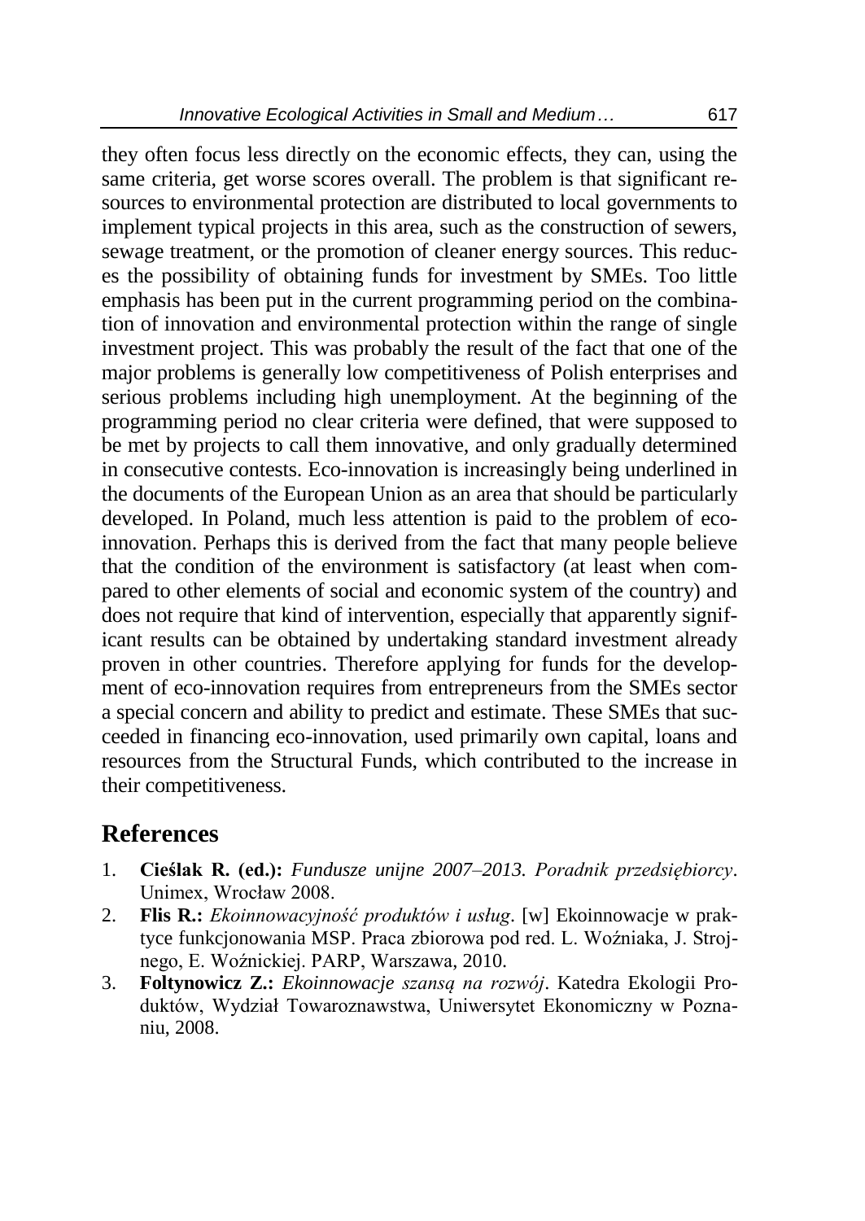they often focus less directly on the economic effects, they can, using the same criteria, get worse scores overall. The problem is that significant resources to environmental protection are distributed to local governments to implement typical projects in this area, such as the construction of sewers, sewage treatment, or the promotion of cleaner energy sources. This reduces the possibility of obtaining funds for investment by SMEs. Too little emphasis has been put in the current programming period on the combination of innovation and environmental protection within the range of single investment project. This was probably the result of the fact that one of the major problems is generally low competitiveness of Polish enterprises and serious problems including high unemployment. At the beginning of the programming period no clear criteria were defined, that were supposed to be met by projects to call them innovative, and only gradually determined in consecutive contests. Eco-innovation is increasingly being underlined in the documents of the European Union as an area that should be particularly developed. In Poland, much less attention is paid to the problem of eco-innovation. Perhaps this is derived from the fact that many people believe that the condition of the environment is satisfactory (at least when compared to other elements of social and economic system of the country) and does not require that kind of intervention, especially that apparently significant results can be obtained by undertaking standard investment already proven in other countries. Therefore applying for funds for the development of eco-innovation requires from entrepreneurs from the SMEs sector a special concern and ability to predict and estimate. These SMEs that succeeded in financing eco-innovation, used primarily own capital, loans and resources from the Structural Funds, which contributed to the increase in their competitiveness.

## References

1. **Cieślak R. (ed.):** *Fundusze unijne 2007–2013. Poradnik przedsiębiorcy*. Unimex, Wrocław 2008.
2. **Flis R.:** *Ekoinnowacyjność produktów i usług*. [w] Ekoinnowacje w praktyce funkcjonowania MSP. Praca zbiorowa pod red. L. Woźniaka, J. Strojnego, E. Woźnickiej. PARP, Warszawa, 2010.
3. **Foltynowicz Z.:** *Ekoinnowacje szansą na rozwój*. Katedra Ekologii Produktów, Wydział Towaroznawstwa, Uniwersytet Ekonomiczny w Poznaniu, 2008.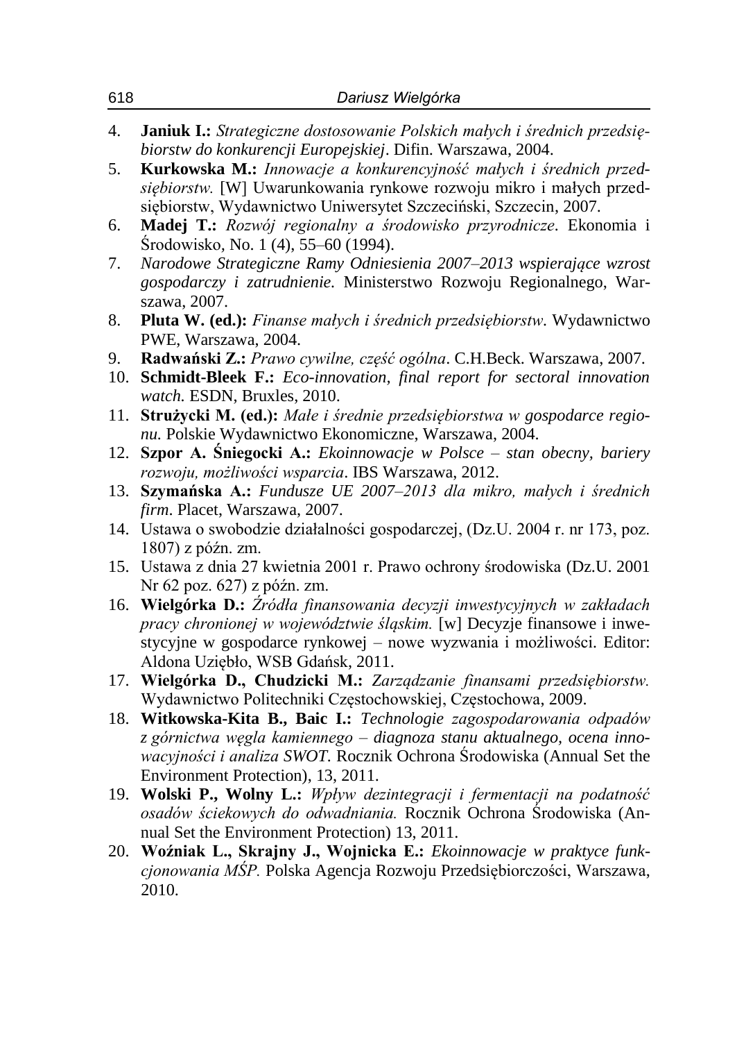4. **Janiuk I.:** *Strategiczne dostosowanie Polskich małych i średnich przedsiębiorstw do konkurencji Europejskiej*. Difin. Warszawa, 2004.
5. **Kurkowska M.:** *Innowacje a konkurencyjność małych i średnich przedsiębiorstw.* [W] Uwarunkowania rynkowe rozwoju mikro i małych przedsiębiorstw, Wydawnictwo Uniwersytet Szczeciński, Szczecin, 2007.
6. **Madej T.:** *Rozwój regionalny a środowisko przyrodnicze*. Ekonomia i Środowisko, No. 1 (4), 55–60 (1994).
7. *Narodowe Strategiczne Ramy Odniesienia 2007–2013 wspierające wzrost gospodarczy i zatrudnienie.* Ministerstwo Rozwoju Regionalnego, Warszawa, 2007.
8. **Pluta W. (ed.):** *Finanse małych i średnich przedsiębiorstw*. Wydawnictwo PWE, Warszawa, 2004.
9. **Radwański Z.:** *Prawo cywilne, część ogólna*. C.H.Beck. Warszawa, 2007.
10. **Schmidt-Bleek F.:** *Eco-innovation, final report for sectoral innovation watch.* ESDN, Bruxles, 2010.
11. **Strużycki M. (ed.):** *Małe i średnie przedsiębiorstwa w gospodarce regionu.* Polskie Wydawnictwo Ekonomiczne, Warszawa, 2004.
12. **Szpor A. Śniegocki A.:** *Ekoinnowacje w Polsce – stan obecny, bariery rozwoju, możliwości wsparcia*. IBS Warszawa, 2012.
13. **Szymańska A.:** *Fundusze UE 2007–2013 dla mikro, małych i średnich firm*. Placet, Warszawa, 2007.
14. Ustawa o swobodzie działalności gospodarczej, (Dz.U. 2004 r. nr 173, poz. 1807) z późn. zm.
15. Ustawa z dnia 27 kwietnia 2001 r. Prawo ochrony środowiska (Dz.U. 2001 Nr 62 poz. 627) z późn. zm.
16. **Wielgórka D.:** *Źródła finansowania decyzji inwestycyjnych w zakładach pracy chronionej w województwie śląskim.* [w] Decyzje finansowe i inwestycyjne w gospodarce rynkowej – nowe wyzwania i możliwości. Editor: Aldona Uziębło, WSB Gdańsk, 2011.
17. **Wielgórka D., Chudzicki M.:** *Zarządzanie finansami przedsiębiorstw.* Wydawnictwo Politechniki Częstochowskiej, Częstochowa, 2009.
18. **Witkowska-Kita B., Baic I.:** *Technologie zagospodarowania odpadów z górnictwa węgla kamiennego – diagnoza stanu aktualnego, ocena innowacyjności i analiza SWOT.* Rocznik Ochrona Środowiska (Annual Set the Environment Protection), 13, 2011.
19. **Wolski P., Wolny L.:** *Wpływ dezintegracji i fermentacji na podatność osadów ściekowych do odwadniania.* Rocznik Ochrona Środowiska (Annual Set the Environment Protection) 13, 2011.
20. **Woźniak L., Skrajny J., Wojnicka E.:** *Ekoinnowacje w praktyce funkcjonowania MŚP.* Polska Agencja Rozwoju Przedsiębiorczości, Warszawa, 2010.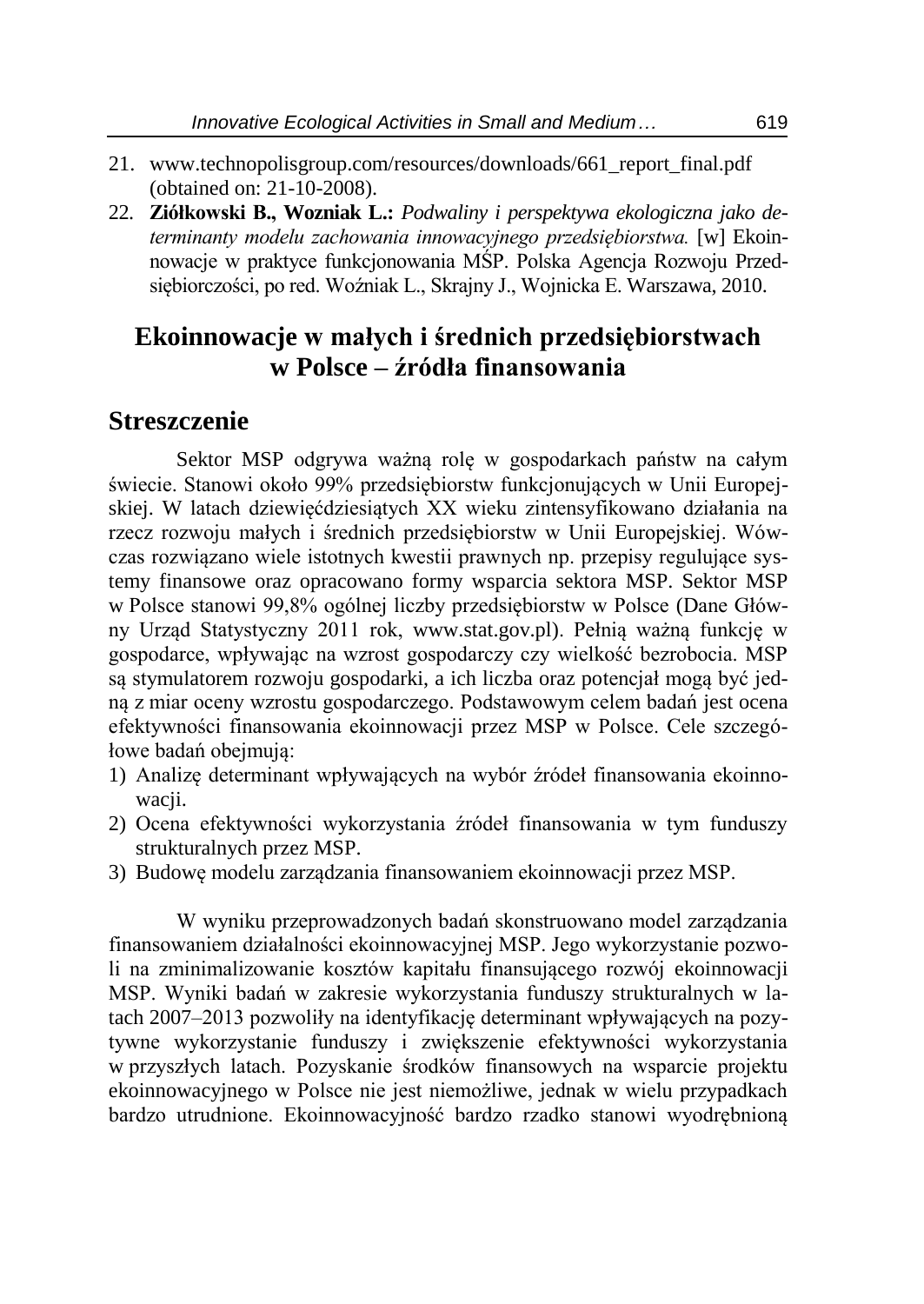21. www.technopolisgroup.com/resources/downloads/661_report_final.pdf (obtained on: 21-10-2008).
22. **Ziółkowski B., Wozniak L.:** *Podwaliny i perspektywa ekologiczna jako determinanty modelu zachowania innowacyjnego przedsiębiorstwa.* [w] Ekoinnowacje w praktyce funkcjonowania MŚP. Polska Agencja Rozwoju Przedsiębiorczości, po red. Woźniak L., Skrajny J., Wojnicka E. Warszawa, 2010.

# Ekoinnowacje w małych i średnich przedsiębiorstwach w Polsce – źródła finansowania

## Streszczenie

Sektor MSP odgrywa ważną rolę w gospodarkach państw na całym świecie. Stanowi około 99% przedsiębiorstw funkcjonujących w Unii Europejskiej. W latach dziewięćdziesiątych XX wieku zintensyfikowano działania na rzecz rozwoju małych i średnich przedsiębiorstw w Unii Europejskiej. Wówczas rozwiązano wiele istotnych kwestii prawnych np. przepisy regulujące systemy finansowe oraz opracowano formy wsparcia sektora MSP. Sektor MSP w Polsce stanowi 99,8% ogólnej liczby przedsiębiorstw w Polsce (Dane Główny Urząd Statystyczny 2011 rok, www.stat.gov.pl). Pełnią ważną funkcję w gospodarce, wpływając na wzrost gospodarczy czy wielkość bezrobocia. MSP są stymulatorem rozwoju gospodarki, a ich liczba oraz potencjał mogą być jedną z miar oceny wzrostu gospodarczego. Podstawowym celem badań jest ocena efektywności finansowania ekoinnowacji przez MSP w Polsce. Cele szczegółowe badań obejmują:

1) Analizę determinant wpływających na wybór źródeł finansowania ekoinnowacji.
2) Ocena efektywności wykorzystania źródeł finansowania w tym funduszy strukturalnych przez MSP.
3) Budowę modelu zarządzania finansowaniem ekoinnowacji przez MSP.

W wyniku przeprowadzonych badań skonstruowano model zarządzania finansowaniem działalności ekoinnowacyjnej MSP. Jego wykorzystanie pozwoli na zminimalizowanie kosztów kapitału finansującego rozwój ekoinnowacji MSP. Wyniki badań w zakresie wykorzystania funduszy strukturalnych w latach 2007–2013 pozwoliły na identyfikację determinant wpływających na pozytywne wykorzystanie funduszy i zwiększenie efektywności wykorzystania w przyszłych latach. Pozyskanie środków finansowych na wsparcie projektu ekoinnowacyjnego w Polsce nie jest niemożliwe, jednak w wielu przypadkach bardzo utrudnione. Ekoinnowacyjność bardzo rzadko stanowi wyodrębnioną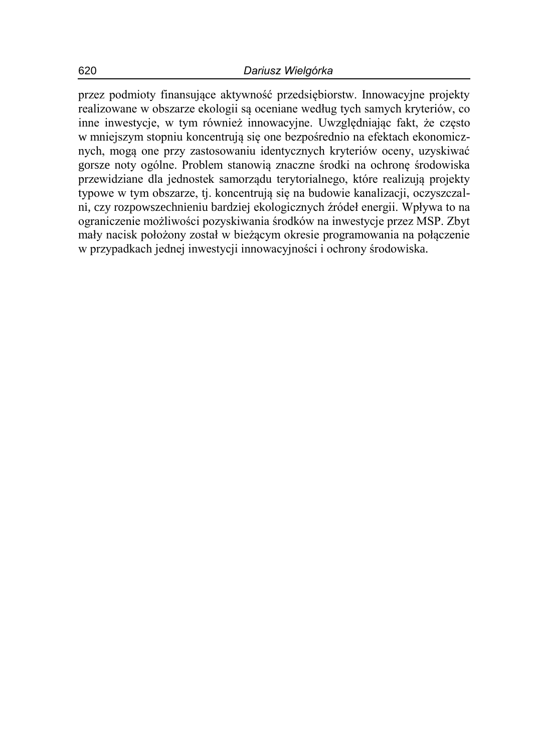przez podmioty finansujące aktywność przedsiębiorstw. Innowacyjne projekty realizowane w obszarze ekologii są oceniane według tych samych kryteriów, co inne inwestycje, w tym również innowacyjne. Uwzględniając fakt, że często w mniejszym stopniu koncentrują się one bezpośrednio na efektach ekonomicznych, mogą one przy zastosowaniu identycznych kryteriów oceny, uzyskiwać gorsze noty ogólne. Problem stanowią znaczne środki na ochronę środowiska przewidziane dla jednostek samorządu terytorialnego, które realizują projekty typowe w tym obszarze, tj. koncentrują się na budowie kanalizacji, oczyszczalni, czy rozpowszechnieniu bardziej ekologicznych źródeł energii. Wpływa to na ograniczenie możliwości pozyskiwania środków na inwestycje przez MSP. Zbyt mały nacisk położony został w bieżącym okresie programowania na połączenie w przypadkach jednej inwestycji innowacyjności i ochrony środowiska.